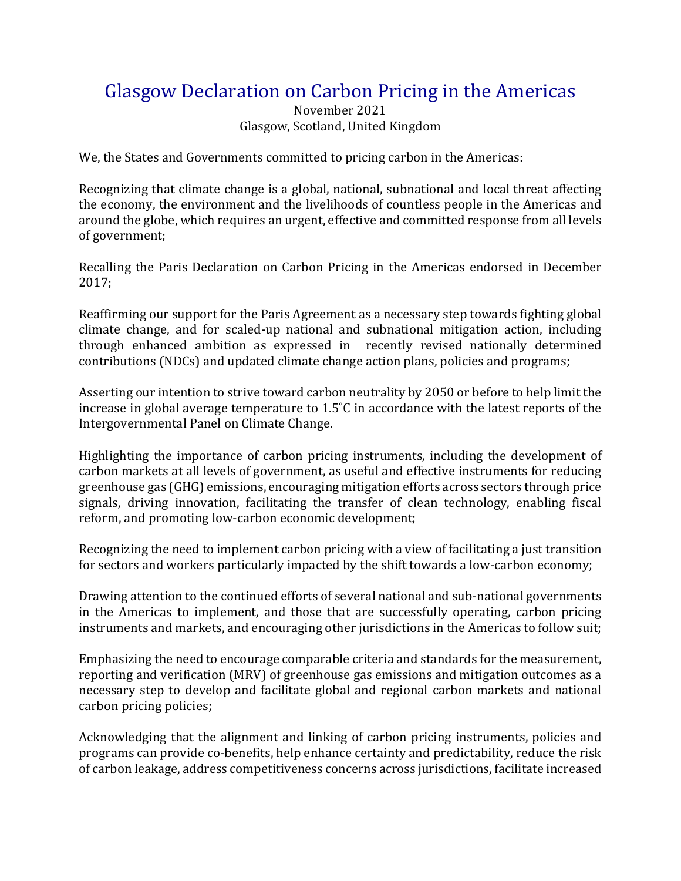# Glasgow Declaration on Carbon Pricing in the Americas

November 2021
Glasgow, Scotland, United Kingdom

We, the States and Governments committed to pricing carbon in the Americas:

Recognizing that climate change is a global, national, subnational and local threat affecting the economy, the environment and the livelihoods of countless people in the Americas and around the globe, which requires an urgent, effective and committed response from all levels of government;

Recalling the Paris Declaration on Carbon Pricing in the Americas endorsed in December 2017;

Reaffirming our support for the Paris Agreement as a necessary step towards fighting global climate change, and for scaled-up national and subnational mitigation action, including through enhanced ambition as expressed in recently revised nationally determined contributions (NDCs) and updated climate change action plans, policies and programs;

Asserting our intention to strive toward carbon neutrality by 2050 or before to help limit the increase in global average temperature to 1.5˚C in accordance with the latest reports of the Intergovernmental Panel on Climate Change.

Highlighting the importance of carbon pricing instruments, including the development of carbon markets at all levels of government, as useful and effective instruments for reducing greenhouse gas (GHG) emissions, encouraging mitigation efforts across sectors through price signals, driving innovation, facilitating the transfer of clean technology, enabling fiscal reform, and promoting low-carbon economic development;

Recognizing the need to implement carbon pricing with a view of facilitating a just transition for sectors and workers particularly impacted by the shift towards a low-carbon economy;

Drawing attention to the continued efforts of several national and sub-national governments in the Americas to implement, and those that are successfully operating, carbon pricing instruments and markets, and encouraging other jurisdictions in the Americas to follow suit;

Emphasizing the need to encourage comparable criteria and standards for the measurement, reporting and verification (MRV) of greenhouse gas emissions and mitigation outcomes as a necessary step to develop and facilitate global and regional carbon markets and national carbon pricing policies;

Acknowledging that the alignment and linking of carbon pricing instruments, policies and programs can provide co-benefits, help enhance certainty and predictability, reduce the risk of carbon leakage, address competitiveness concerns across jurisdictions, facilitate increased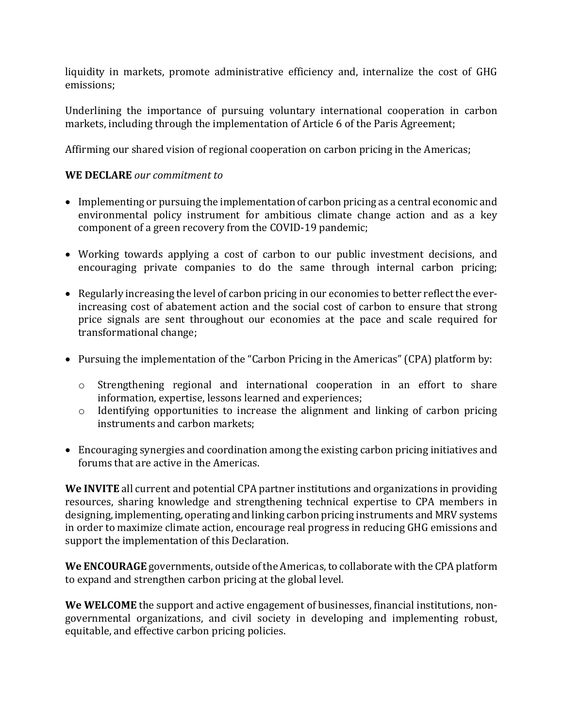liquidity in markets, promote administrative efficiency and, internalize the cost of GHG emissions;

Underlining the importance of pursuing voluntary international cooperation in carbon markets, including through the implementation of Article 6 of the Paris Agreement;

Affirming our shared vision of regional cooperation on carbon pricing in the Americas;

**WE DECLARE** *our commitment to*

- Implementing or pursuing the implementation of carbon pricing as a central economic and environmental policy instrument for ambitious climate change action and as a key component of a green recovery from the COVID-19 pandemic;

- Working towards applying a cost of carbon to our public investment decisions, and encouraging private companies to do the same through internal carbon pricing;

- Regularly increasing the level of carbon pricing in our economies to better reflect the ever-increasing cost of abatement action and the social cost of carbon to ensure that strong price signals are sent throughout our economies at the pace and scale required for transformational change;

- Pursuing the implementation of the "Carbon Pricing in the Americas" (CPA) platform by:

    - Strengthening regional and international cooperation in an effort to share information, expertise, lessons learned and experiences;
    - Identifying opportunities to increase the alignment and linking of carbon pricing instruments and carbon markets;

- Encouraging synergies and coordination among the existing carbon pricing initiatives and forums that are active in the Americas.

**We INVITE** all current and potential CPA partner institutions and organizations in providing resources, sharing knowledge and strengthening technical expertise to CPA members in designing, implementing, operating and linking carbon pricing instruments and MRV systems in order to maximize climate action, encourage real progress in reducing GHG emissions and support the implementation of this Declaration.

**We ENCOURAGE** governments, outside of the Americas, to collaborate with the CPA platform to expand and strengthen carbon pricing at the global level.

**We WELCOME** the support and active engagement of businesses, financial institutions, non-governmental organizations, and civil society in developing and implementing robust, equitable, and effective carbon pricing policies.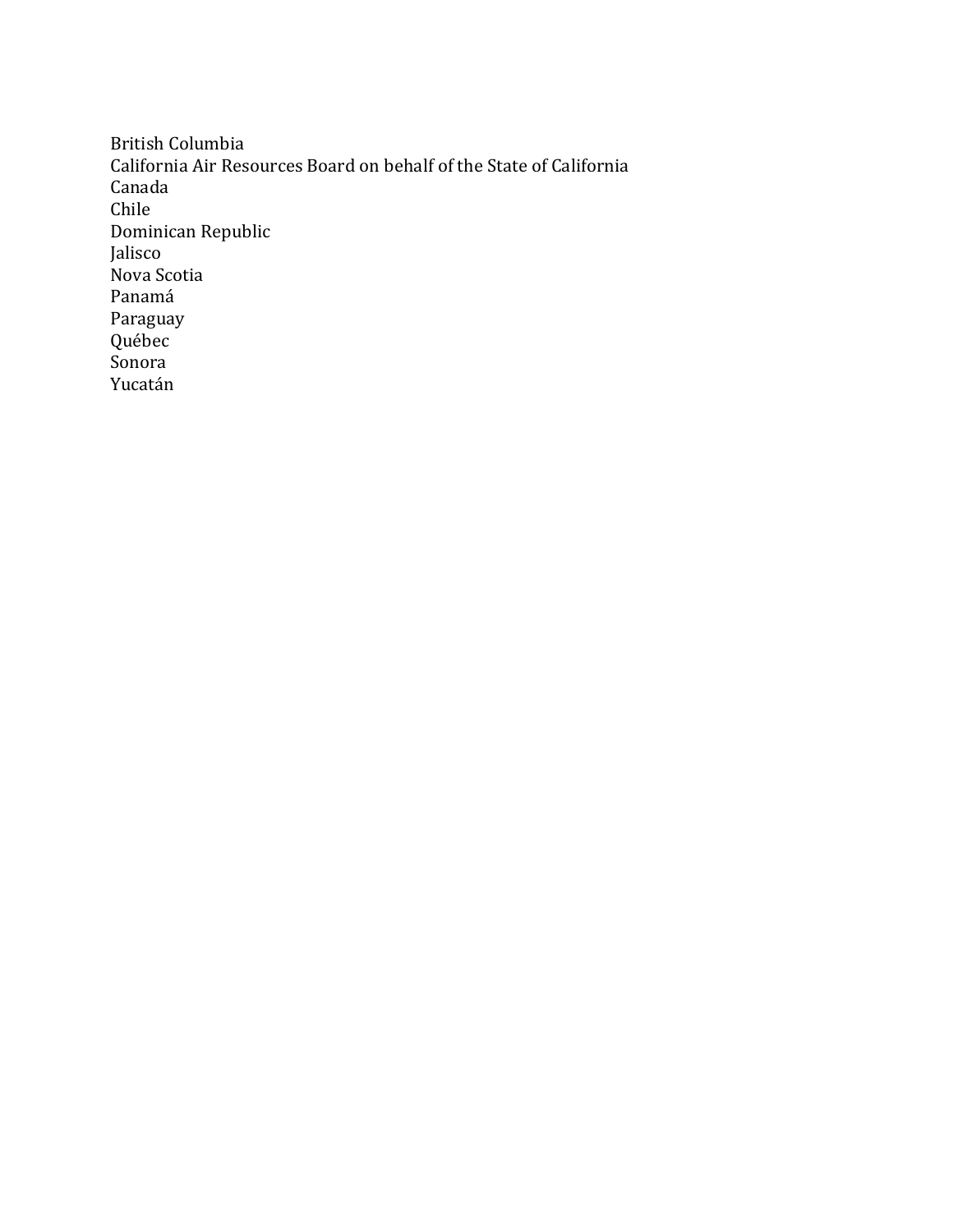British Columbia
California Air Resources Board on behalf of the State of California
Canada
Chile
Dominican Republic
Jalisco
Nova Scotia
Panamá
Paraguay
Québec
Sonora
Yucatán